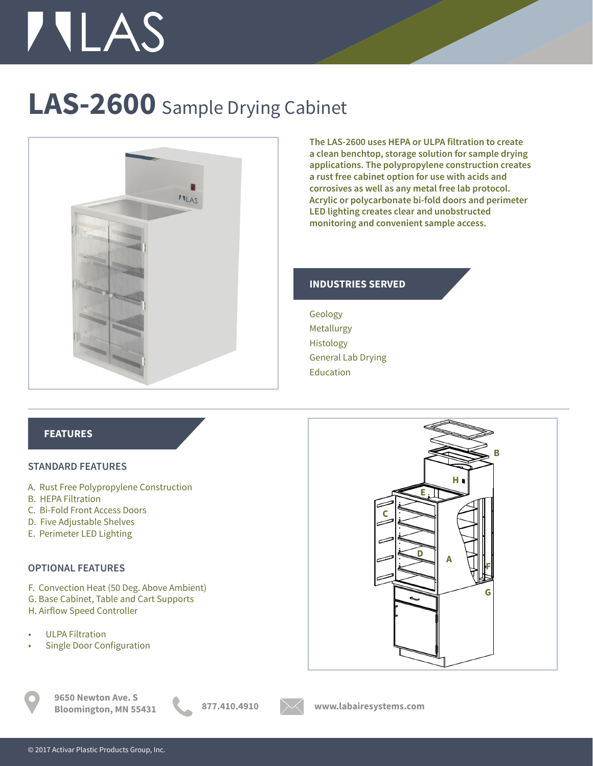# LAS-2600 Sample Drying Cabinet

**The LAS-2600 uses HEPA or ULPA filtration to create a clean benchtop, storage solution for sample drying applications. The polypropylene construction creates a rust free cabinet option for use with acids and corrosives as well as any metal free lab protocol. Acrylic or polycarbonate bi-fold doors and perimeter LED lighting creates clear and unobstructed monitoring and convenient sample access.**

## INDUSTRIES SERVED

Geology
Metallurgy
Histology
General Lab Drying
Education

## FEATURES

### STANDARD FEATURES

A. Rust Free Polypropylene Construction
B. HEPA Filtration
C. Bi-Fold Front Access Doors
D. Five Adjustable Shelves
E. Perimeter LED Lighting

### OPTIONAL FEATURES

F. Convection Heat (50 Deg. Above Ambient)
G. Base Cabinet, Table and Cart Supports
H. Airflow Speed Controller

- ULPA Filtration
- Single Door Configuration

**9650 Newton Ave. S**
**Bloomington, MN 55431**

**877.410.4910**

**www.labairesystems.com**

© 2017 Activar Plastic Products Group, Inc.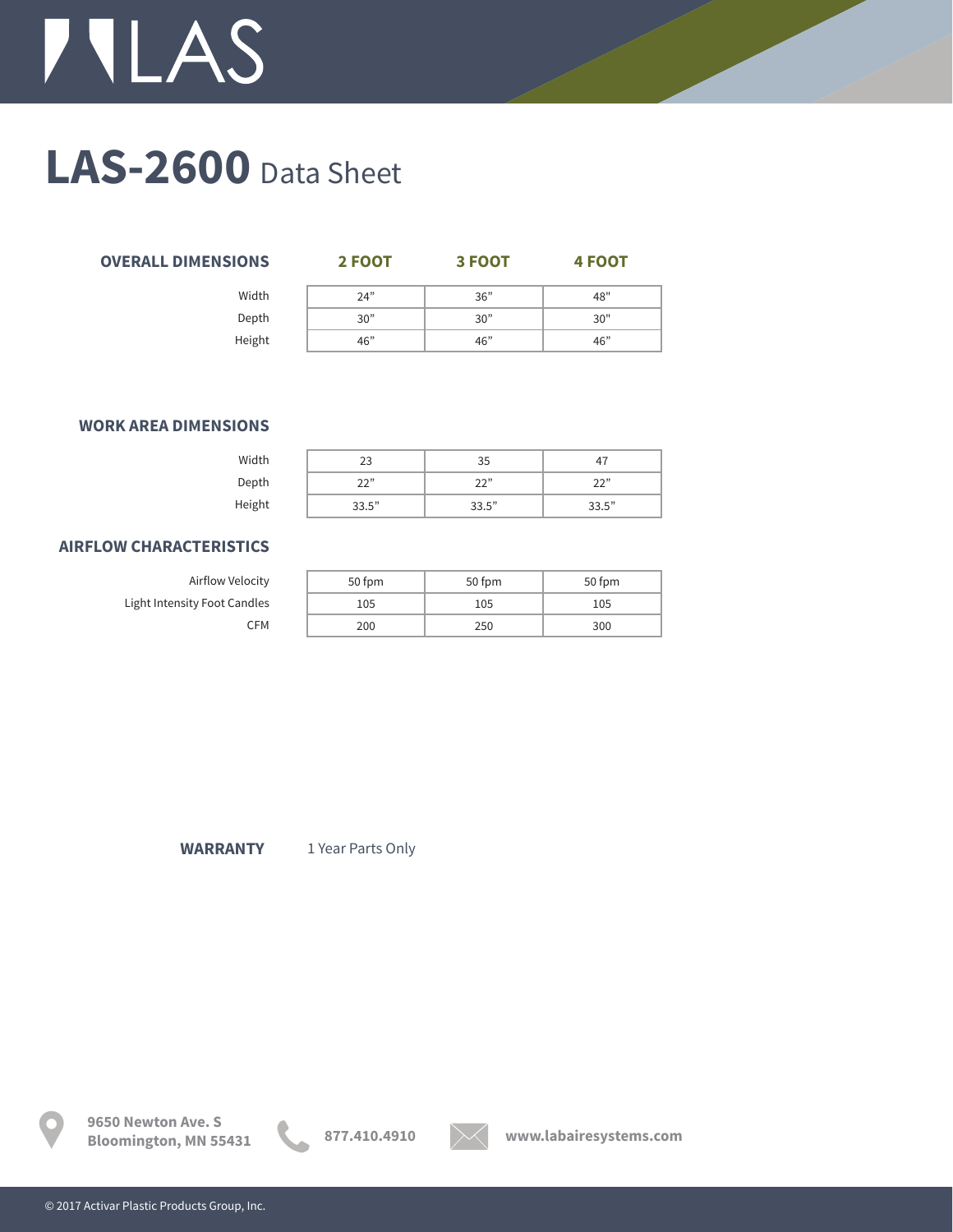# LAS-2600 Data Sheet

| OVERALL DIMENSIONS | 2 FOOT | 3 FOOT | 4 FOOT |
|---|---|---|---|
| Width | 24" | 36" | 48" |
| Depth | 30" | 30" | 30" |
| Height | 46" | 46" | 46" |

| WORK AREA DIMENSIONS | | | |
|---|---|---|---|
| Width | 23 | 35 | 47 |
| Depth | 22" | 22" | 22" |
| Height | 33.5" | 33.5" | 33.5" |

| AIRFLOW CHARACTERISTICS | | | |
|---|---|---|---|
| Airflow Velocity | 50 fpm | 50 fpm | 50 fpm |
| Light Intensity Foot Candles | 105 | 105 | 105 |
| CFM | 200 | 250 | 300 |

**WARRANTY** 1 Year Parts Only

**9650 Newton Ave. S**
**Bloomington, MN 55431**

**877.410.4910**

**www.labairesystems.com**

© 2017 Activar Plastic Products Group, Inc.